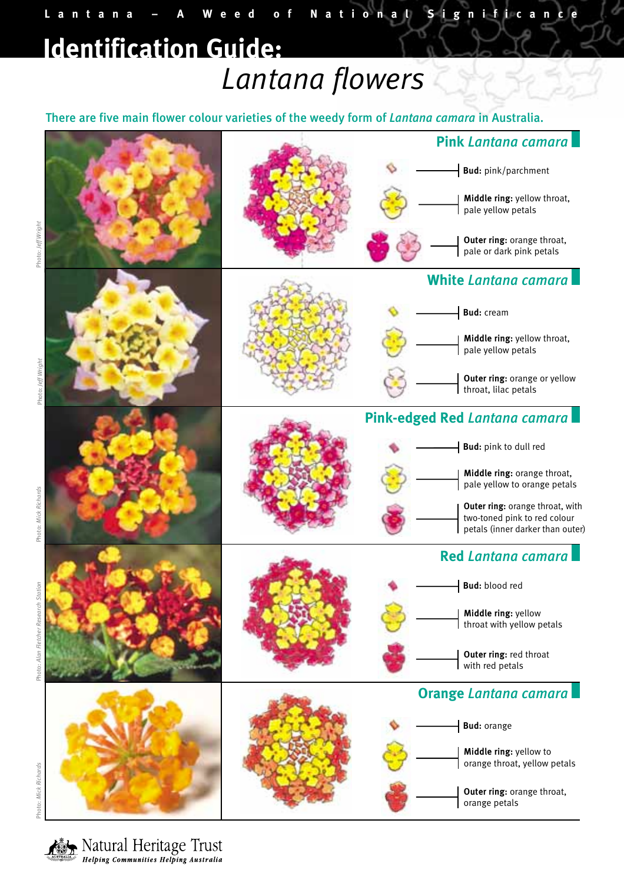Lantana – A Weed of National Significance

# Identification Guide: *Lantana flowers*

There are five main flower colour varieties of the weedy form of *Lantana camara* in Australia.

## Pink *Lantana camara*

Photo: Jeff Wright

- **Bud:** pink/parchment
- **Middle ring:** yellow throat, pale yellow petals
- **Outer ring:** orange throat, pale or dark pink petals

## White *Lantana camara*

Photo: Jeff Wright

- **Bud:** cream
- **Middle ring:** yellow throat, pale yellow petals
- **Outer ring:** orange or yellow throat, lilac petals

## Pink-edged Red *Lantana camara*

Photo: Mick Richards

- **Bud:** pink to dull red
- **Middle ring:** orange throat, pale yellow to orange petals
- **Outer ring:** orange throat, with two-toned pink to red colour petals (inner darker than outer)

## Red *Lantana camara*

Photo: Alan Fletcher Research Station

- **Bud:** blood red
- **Middle ring:** yellow throat with yellow petals
- **Outer ring:** red throat with red petals

## Orange *Lantana camara*

Photo: Mick Richards

- **Bud:** orange
- **Middle ring:** yellow to orange throat, yellow petals
- **Outer ring:** orange throat, orange petals

Natural Heritage Trust
*Helping Communities Helping Australia*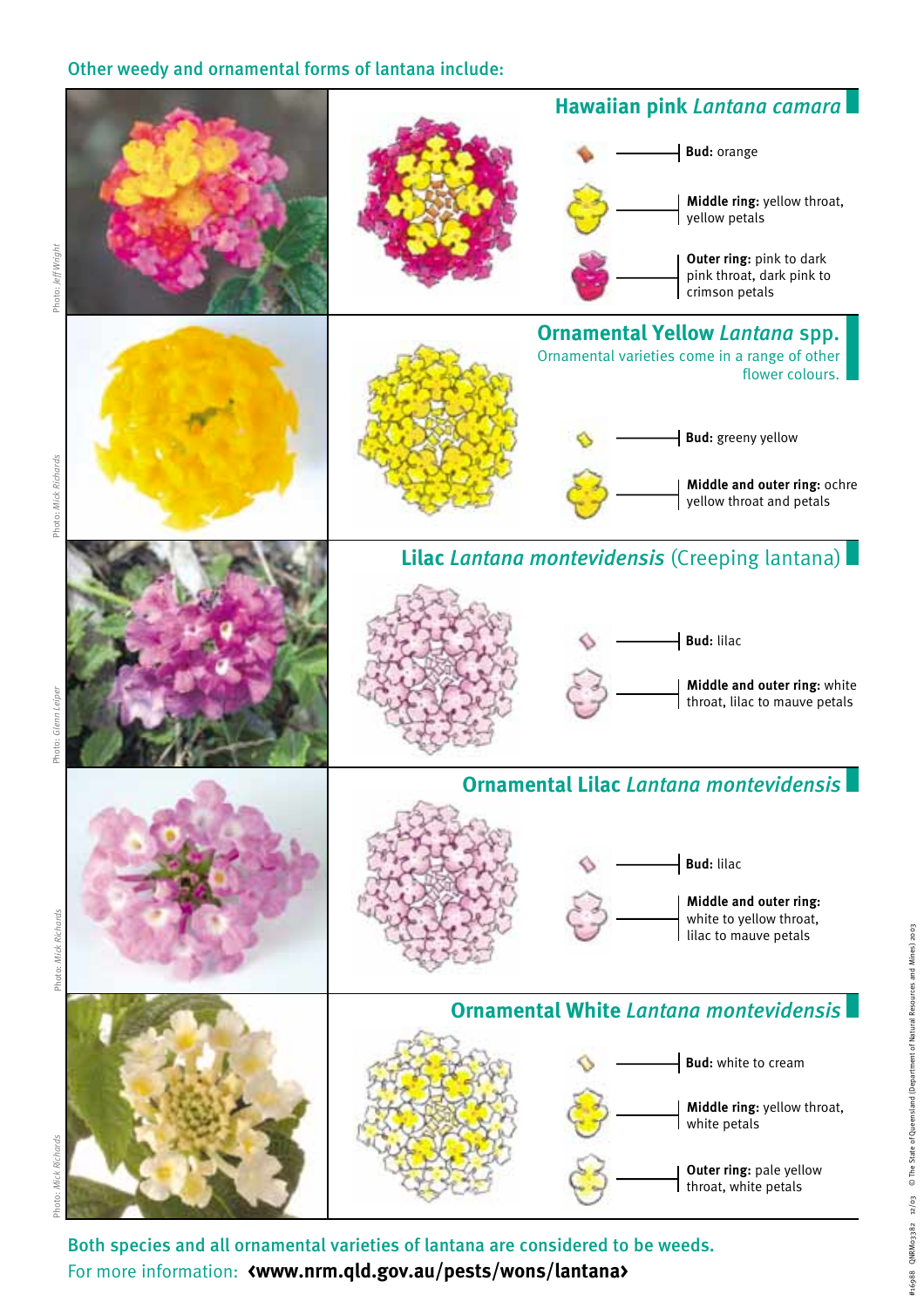Other weedy and ornamental forms of lantana include:

## Hawaiian pink *Lantana camara*

**Bud:** orange

**Middle ring:** yellow throat, yellow petals

**Outer ring:** pink to dark pink throat, dark pink to crimson petals

Photo: *Jeff Wright*

## Ornamental Yellow *Lantana* spp.

Ornamental varieties come in a range of other flower colours.

**Bud:** greeny yellow

**Middle and outer ring:** ochre yellow throat and petals

Photo: *Mick Richards*

## Lilac *Lantana montevidensis* (Creeping lantana)

**Bud:** lilac

**Middle and outer ring:** white throat, lilac to mauve petals

Photo: *Glenn Leiper*

## Ornamental Lilac *Lantana montevidensis*

**Bud:** lilac

**Middle and outer ring:** white to yellow throat, lilac to mauve petals

Photo: *Mick Richards*

## Ornamental White *Lantana montevidensis*

**Bud:** white to cream

**Middle ring:** yellow throat, white petals

**Outer ring:** pale yellow throat, white petals

Photo: *Mick Richards*

**Both species and all ornamental varieties of lantana are considered to be weeds.**

For more information: **‹www.nrm.qld.gov.au/pests/wons/lantana›**

#16988 QNRM03382 12/03 © The State of Queensland (Department of Natural Resources and Mines) 2003